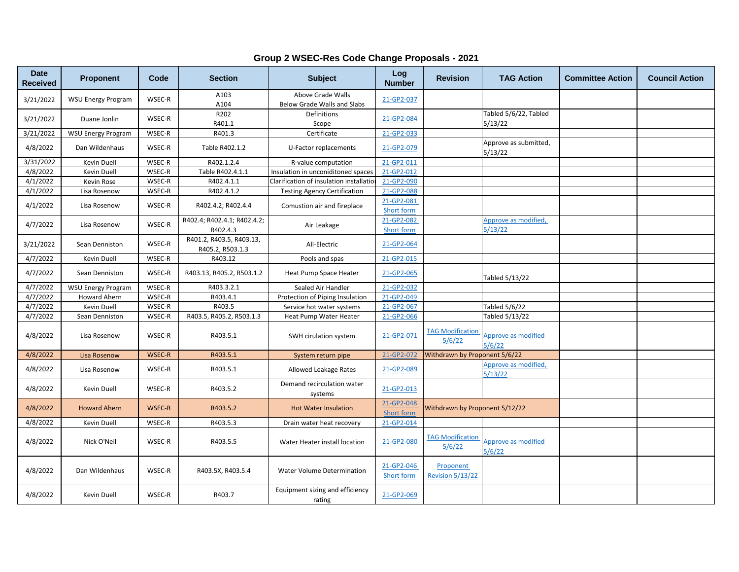# Group 2 WSEC-Res Code Change Proposals - 2021

| Date Received | Proponent | Code | Section | Subject | Log Number | Revision | TAG Action | Committee Action | Council Action |
|---|---|---|---|---|---|---|---|---|---|
| 3/21/2022 | WSU Energy Program | WSEC-R | A103<br>A104 | Above Grade Walls<br>Below Grade Walls and Slabs | 21-GP2-037 | | | | |
| 3/21/2022 | Duane Jonlin | WSEC-R | R202<br>R401.1 | Definitions<br>Scope | 21-GP2-084 | | Tabled 5/6/22, Tabled 5/13/22 | | |
| 3/21/2022 | WSU Energy Program | WSEC-R | R401.3 | Certificate | 21-GP2-033 | | | | |
| 4/8/2022 | Dan Wildenhaus | WSEC-R | Table R402.1.2 | U-Factor replacements | 21-GP2-079 | | Approve as submitted, 5/13/22 | | |
| 3/31/2022 | Kevin Duell | WSEC-R | R402.1.2.4 | R-value computation | 21-GP2-011 | | | | |
| 4/8/2022 | Kevin Duell | WSEC-R | Table R402.4.1.1 | Insulation in unconiditoned spaces | 21-GP2-012 | | | | |
| 4/1/2022 | Kevin Rose | WSEC-R | R402.4.1.1 | Clarification of insulation installatio | 21-GP2-090 | | | | |
| 4/1/2022 | Lisa Rosenow | WSEC-R | R402.4.1.2 | Testing Agency Certification | 21-GP2-088 | | | | |
| 4/1/2022 | Lisa Rosenow | WSEC-R | R402.4.2; R402.4.4 | Comustion air and fireplace | 21-GP2-081 Short form | | | | |
| 4/7/2022 | Lisa Rosenow | WSEC-R | R402.4; R402.4.1; R402.4.2; R402.4.3 | Air Leakage | 21-GP2-082 Short form | | Approve as modified, 5/13/22 | | |
| 3/21/2022 | Sean Denniston | WSEC-R | R401.2, R403.5, R403.13, R405.2, R503.1.3 | All-Electric | 21-GP2-064 | | | | |
| 4/7/2022 | Kevin Duell | WSEC-R | R403.12 | Pools and spas | 21-GP2-015 | | | | |
| 4/7/2022 | Sean Denniston | WSEC-R | R403.13, R405.2, R503.1.2 | Heat Pump Space Heater | 21-GP2-065 | | Tabled 5/13/22 | | |
| 4/7/2022 | WSU Energy Program | WSEC-R | R403.3.2.1 | Sealed Air Handler | 21-GP2-032 | | | | |
| 4/7/2022 | Howard Ahern | WSEC-R | R403.4.1 | Protection of Piping Insulation | 21-GP2-049 | | | | |
| 4/7/2022 | Kevin Duell | WSEC-R | R403.5 | Service hot water systems | 21-GP2-067 | | Tabled 5/6/22 | | |
| 4/7/2022 | Sean Denniston | WSEC-R | R403.5, R405.2, R503.1.3 | Heat Pump Water Heater | 21-GP2-066 | | Tabled 5/13/22 | | |
| 4/8/2022 | Lisa Rosenow | WSEC-R | R403.5.1 | SWH cirulation system | 21-GP2-071 | TAG Modification 5/6/22 | Approve as modified 5/6/22 | | |
| 4/8/2022 | Lisa Rosenow | WSEC-R | R403.5.1 | System return pipe | 21-GP2-072 | Withdrawn by Proponent 5/6/22 | | | |
| 4/8/2022 | Lisa Rosenow | WSEC-R | R403.5.1 | Allowed Leakage Rates | 21-GP2-089 | | Approve as modified, 5/13/22 | | |
| 4/8/2022 | Kevin Duell | WSEC-R | R403.5.2 | Demand recirculation water systems | 21-GP2-013 | | | | |
| 4/8/2022 | Howard Ahern | WSEC-R | R403.5.2 | Hot Water Insulation | 21-GP2-048 Short form | Withdrawn by Proponent 5/12/22 | | | |
| 4/8/2022 | Kevin Duell | WSEC-R | R403.5.3 | Drain water heat recovery | 21-GP2-014 | | | | |
| 4/8/2022 | Nick O'Neil | WSEC-R | R403.5.5 | Water Heater install location | 21-GP2-080 | TAG Modification 5/6/22 | Approve as modified 5/6/22 | | |
| 4/8/2022 | Dan Wildenhaus | WSEC-R | R403.5X, R403.5.4 | Water Volume Determination | 21-GP2-046 Short form | Proponent Revision 5/13/22 | | | |
| 4/8/2022 | Kevin Duell | WSEC-R | R403.7 | Equipment sizing and efficiency rating | 21-GP2-069 | | | | |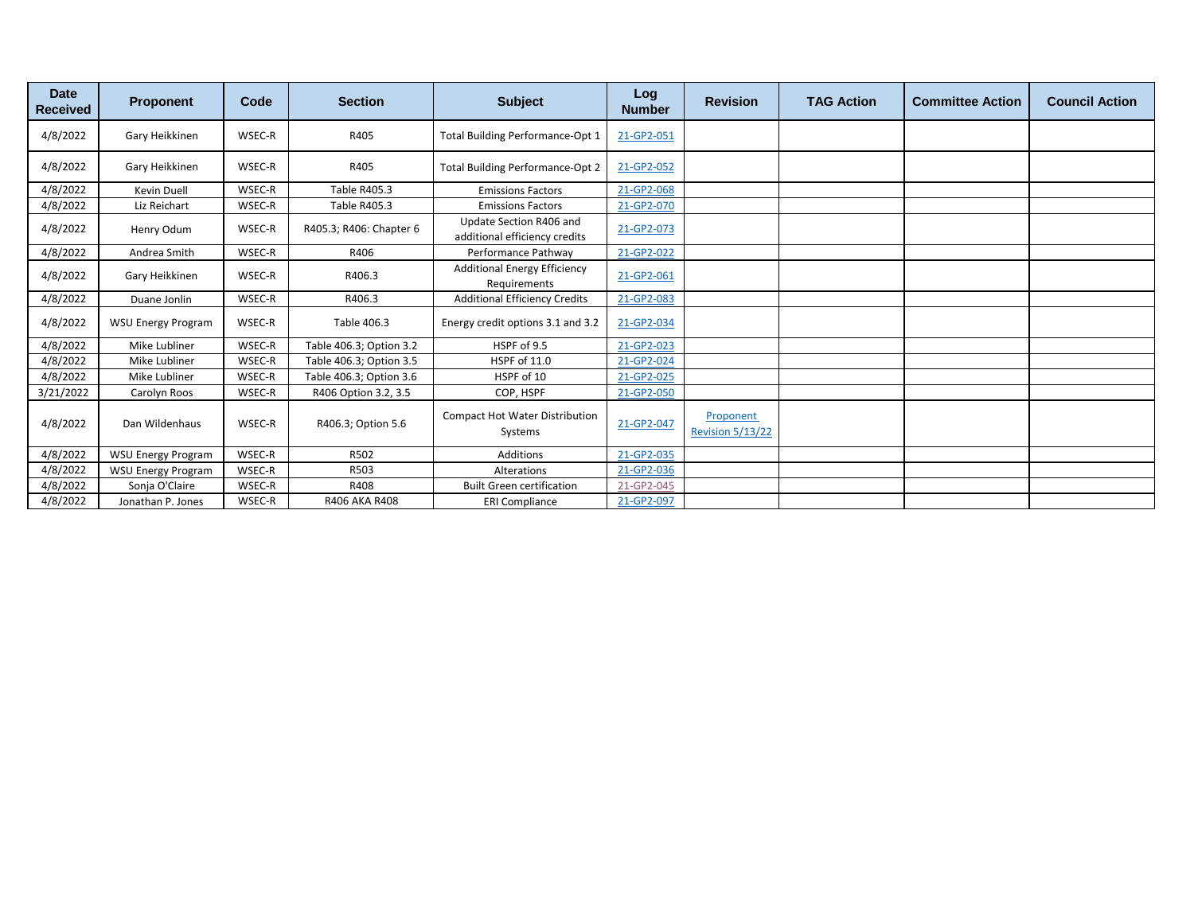| Date Received | Proponent | Code | Section | Subject | Log Number | Revision | TAG Action | Committee Action | Council Action |
|---|---|---|---|---|---|---|---|---|---|
| 4/8/2022 | Gary Heikkinen | WSEC-R | R405 | Total Building Performance-Opt 1 | 21-GP2-051 | | | | |
| 4/8/2022 | Gary Heikkinen | WSEC-R | R405 | Total Building Performance-Opt 2 | 21-GP2-052 | | | | |
| 4/8/2022 | Kevin Duell | WSEC-R | Table R405.3 | Emissions Factors | 21-GP2-068 | | | | |
| 4/8/2022 | Liz Reichart | WSEC-R | Table R405.3 | Emissions Factors | 21-GP2-070 | | | | |
| 4/8/2022 | Henry Odum | WSEC-R | R405.3; R406: Chapter 6 | Update Section R406 and additional efficiency credits | 21-GP2-073 | | | | |
| 4/8/2022 | Andrea Smith | WSEC-R | R406 | Performance Pathway | 21-GP2-022 | | | | |
| 4/8/2022 | Gary Heikkinen | WSEC-R | R406.3 | Additional Energy Efficiency Requirements | 21-GP2-061 | | | | |
| 4/8/2022 | Duane Jonlin | WSEC-R | R406.3 | Additional Efficiency Credits | 21-GP2-083 | | | | |
| 4/8/2022 | WSU Energy Program | WSEC-R | Table 406.3 | Energy credit options 3.1 and 3.2 | 21-GP2-034 | | | | |
| 4/8/2022 | Mike Lubliner | WSEC-R | Table 406.3; Option 3.2 | HSPF of 9.5 | 21-GP2-023 | | | | |
| 4/8/2022 | Mike Lubliner | WSEC-R | Table 406.3; Option 3.5 | HSPF of 11.0 | 21-GP2-024 | | | | |
| 4/8/2022 | Mike Lubliner | WSEC-R | Table 406.3; Option 3.6 | HSPF of 10 | 21-GP2-025 | | | | |
| 3/21/2022 | Carolyn Roos | WSEC-R | R406 Option 3.2, 3.5 | COP, HSPF | 21-GP2-050 | | | | |
| 4/8/2022 | Dan Wildenhaus | WSEC-R | R406.3; Option 5.6 | Compact Hot Water Distribution Systems | 21-GP2-047 | Proponent Revision 5/13/22 | | | |
| 4/8/2022 | WSU Energy Program | WSEC-R | R502 | Additions | 21-GP2-035 | | | | |
| 4/8/2022 | WSU Energy Program | WSEC-R | R503 | Alterations | 21-GP2-036 | | | | |
| 4/8/2022 | Sonja O'Claire | WSEC-R | R408 | Built Green certification | 21-GP2-045 | | | | |
| 4/8/2022 | Jonathan P. Jones | WSEC-R | R406 AKA R408 | ERI Compliance | 21-GP2-097 | | | | |